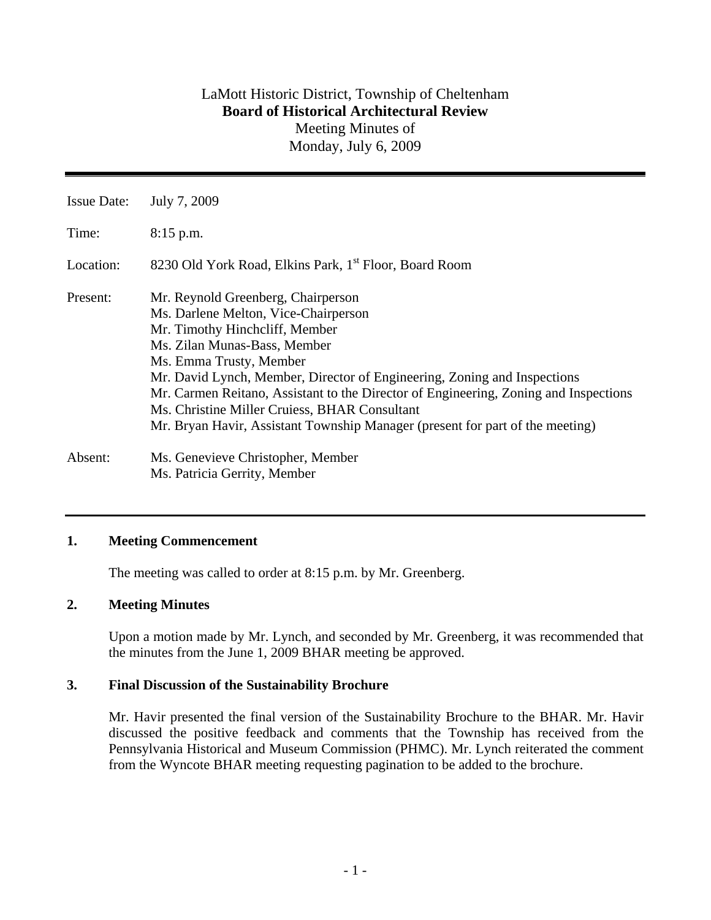LaMott Historic District, Township of Cheltenham
**Board of Historical Architectural Review**
Meeting Minutes of
Monday, July 6, 2009

---

| | |
|---|---|
| Issue Date: | July 7, 2009 |
| Time: | 8:15 p.m. |
| Location: | 8230 Old York Road, Elkins Park, 1st Floor, Board Room |
| Present: | Mr. Reynold Greenberg, Chairperson<br>Ms. Darlene Melton, Vice-Chairperson<br>Mr. Timothy Hinchcliff, Member<br>Ms. Zilan Munas-Bass, Member<br>Ms. Emma Trusty, Member<br>Mr. David Lynch, Member, Director of Engineering, Zoning and Inspections<br>Mr. Carmen Reitano, Assistant to the Director of Engineering, Zoning and Inspections<br>Ms. Christine Miller Cruiess, BHAR Consultant<br>Mr. Bryan Havir, Assistant Township Manager (present for part of the meeting) |
| Absent: | Ms. Genevieve Christopher, Member<br>Ms. Patricia Gerrity, Member |

---

## 1. Meeting Commencement

The meeting was called to order at 8:15 p.m. by Mr. Greenberg.

## 2. Meeting Minutes

Upon a motion made by Mr. Lynch, and seconded by Mr. Greenberg, it was recommended that the minutes from the June 1, 2009 BHAR meeting be approved.

## 3. Final Discussion of the Sustainability Brochure

Mr. Havir presented the final version of the Sustainability Brochure to the BHAR. Mr. Havir discussed the positive feedback and comments that the Township has received from the Pennsylvania Historical and Museum Commission (PHMC). Mr. Lynch reiterated the comment from the Wyncote BHAR meeting requesting pagination to be added to the brochure.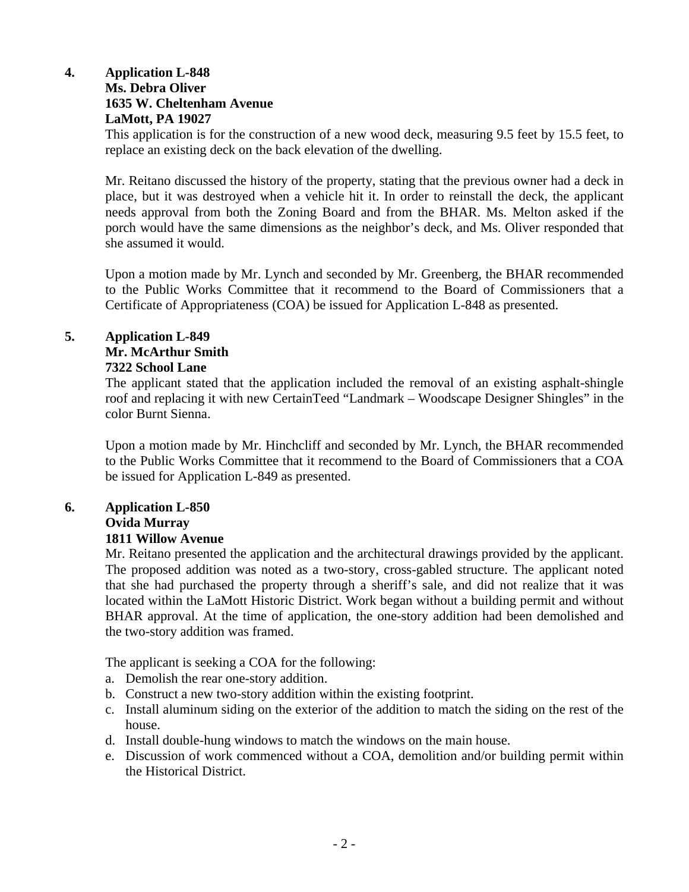**4. Application L-848**
**Ms. Debra Oliver**
**1635 W. Cheltenham Avenue**
**LaMott, PA 19027**

This application is for the construction of a new wood deck, measuring 9.5 feet by 15.5 feet, to replace an existing deck on the back elevation of the dwelling.

Mr. Reitano discussed the history of the property, stating that the previous owner had a deck in place, but it was destroyed when a vehicle hit it. In order to reinstall the deck, the applicant needs approval from both the Zoning Board and from the BHAR. Ms. Melton asked if the porch would have the same dimensions as the neighbor's deck, and Ms. Oliver responded that she assumed it would.

Upon a motion made by Mr. Lynch and seconded by Mr. Greenberg, the BHAR recommended to the Public Works Committee that it recommend to the Board of Commissioners that a Certificate of Appropriateness (COA) be issued for Application L-848 as presented.

**5. Application L-849**
**Mr. McArthur Smith**
**7322 School Lane**

The applicant stated that the application included the removal of an existing asphalt-shingle roof and replacing it with new CertainTeed "Landmark – Woodscape Designer Shingles" in the color Burnt Sienna.

Upon a motion made by Mr. Hinchcliff and seconded by Mr. Lynch, the BHAR recommended to the Public Works Committee that it recommend to the Board of Commissioners that a COA be issued for Application L-849 as presented.

**6. Application L-850**
**Ovida Murray**
**1811 Willow Avenue**

Mr. Reitano presented the application and the architectural drawings provided by the applicant. The proposed addition was noted as a two-story, cross-gabled structure. The applicant noted that she had purchased the property through a sheriff's sale, and did not realize that it was located within the LaMott Historic District. Work began without a building permit and without BHAR approval. At the time of application, the one-story addition had been demolished and the two-story addition was framed.

The applicant is seeking a COA for the following:

a. Demolish the rear one-story addition.
b. Construct a new two-story addition within the existing footprint.
c. Install aluminum siding on the exterior of the addition to match the siding on the rest of the house.
d. Install double-hung windows to match the windows on the main house.
e. Discussion of work commenced without a COA, demolition and/or building permit within the Historical District.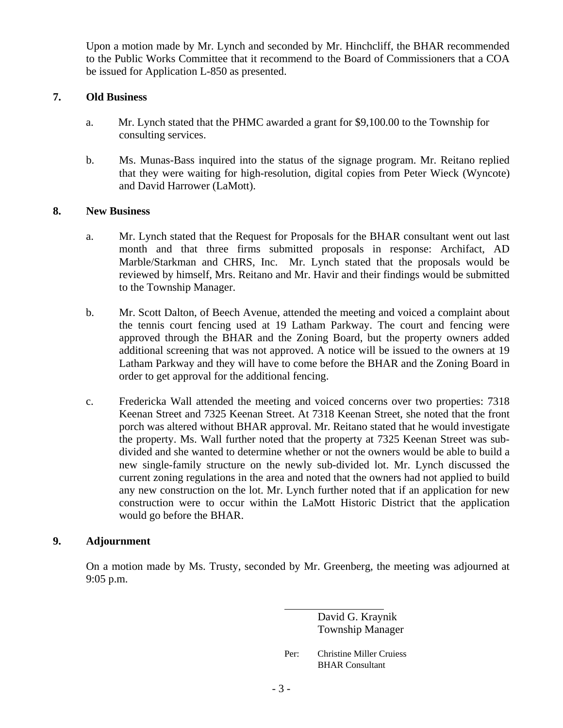Upon a motion made by Mr. Lynch and seconded by Mr. Hinchcliff, the BHAR recommended to the Public Works Committee that it recommend to the Board of Commissioners that a COA be issued for Application L-850 as presented.

**7. Old Business**

a. Mr. Lynch stated that the PHMC awarded a grant for $9,100.00 to the Township for consulting services.

b. Ms. Munas-Bass inquired into the status of the signage program. Mr. Reitano replied that they were waiting for high-resolution, digital copies from Peter Wieck (Wyncote) and David Harrower (LaMott).

**8. New Business**

a. Mr. Lynch stated that the Request for Proposals for the BHAR consultant went out last month and that three firms submitted proposals in response: Archifact, AD Marble/Starkman and CHRS, Inc. Mr. Lynch stated that the proposals would be reviewed by himself, Mrs. Reitano and Mr. Havir and their findings would be submitted to the Township Manager.

b. Mr. Scott Dalton, of Beech Avenue, attended the meeting and voiced a complaint about the tennis court fencing used at 19 Latham Parkway. The court and fencing were approved through the BHAR and the Zoning Board, but the property owners added additional screening that was not approved. A notice will be issued to the owners at 19 Latham Parkway and they will have to come before the BHAR and the Zoning Board in order to get approval for the additional fencing.

c. Fredericka Wall attended the meeting and voiced concerns over two properties: 7318 Keenan Street and 7325 Keenan Street. At 7318 Keenan Street, she noted that the front porch was altered without BHAR approval. Mr. Reitano stated that he would investigate the property. Ms. Wall further noted that the property at 7325 Keenan Street was sub-divided and she wanted to determine whether or not the owners would be able to build a new single-family structure on the newly sub-divided lot. Mr. Lynch discussed the current zoning regulations in the area and noted that the owners had not applied to build any new construction on the lot. Mr. Lynch further noted that if an application for new construction were to occur within the LaMott Historic District that the application would go before the BHAR.

**9. Adjournment**

On a motion made by Ms. Trusty, seconded by Mr. Greenberg, the meeting was adjourned at 9:05 p.m.

David G. Kraynik
Township Manager

Per: Christine Miller Cruiess
BHAR Consultant